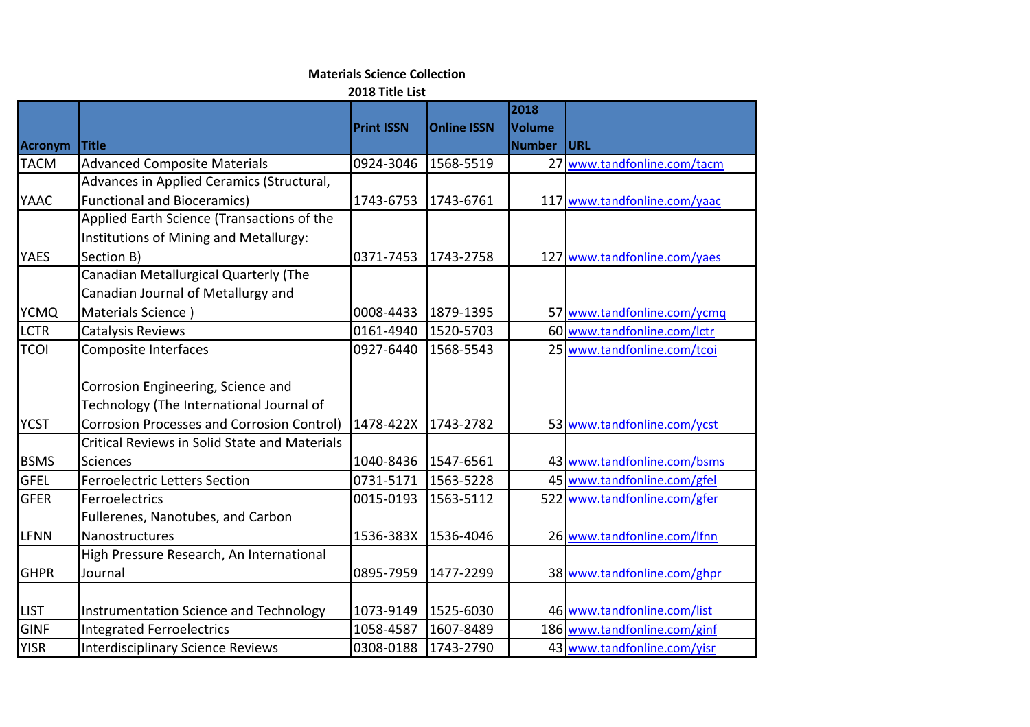**Materials Science Collection**

**2018 Title List**

| Acronym | Title | Print ISSN | Online ISSN | 2018 Volume Number | URL |
|---|---|---|---|---|---|
| TACM | Advanced Composite Materials | 0924-3046 | 1568-5519 | 27 | www.tandfonline.com/tacm |
| YAAC | Advances in Applied Ceramics (Structural, Functional and Bioceramics) | 1743-6753 | 1743-6761 | 117 | www.tandfonline.com/yaac |
| YAES | Applied Earth Science (Transactions of the Institutions of Mining and Metallurgy: Section B) | 0371-7453 | 1743-2758 | 127 | www.tandfonline.com/yaes |
| YCMQ | Canadian Metallurgical Quarterly (The Canadian Journal of Metallurgy and Materials Science ) | 0008-4433 | 1879-1395 | 57 | www.tandfonline.com/ycmq |
| LCTR | Catalysis Reviews | 0161-4940 | 1520-5703 | 60 | www.tandfonline.com/lctr |
| TCOI | Composite Interfaces | 0927-6440 | 1568-5543 | 25 | www.tandfonline.com/tcoi |
| YCST | Corrosion Engineering, Science and Technology (The International Journal of Corrosion Processes and Corrosion Control) | 1478-422X | 1743-2782 | 53 | www.tandfonline.com/ycst |
| BSMS | Critical Reviews in Solid State and Materials Sciences | 1040-8436 | 1547-6561 | 43 | www.tandfonline.com/bsms |
| GFEL | Ferroelectric Letters Section | 0731-5171 | 1563-5228 | 45 | www.tandfonline.com/gfel |
| GFER | Ferroelectrics | 0015-0193 | 1563-5112 | 522 | www.tandfonline.com/gfer |
| LFNN | Fullerenes, Nanotubes, and Carbon Nanostructures | 1536-383X | 1536-4046 | 26 | www.tandfonline.com/lfnn |
| GHPR | High Pressure Research, An International Journal | 0895-7959 | 1477-2299 | 38 | www.tandfonline.com/ghpr |
| LIST | Instrumentation Science and Technology | 1073-9149 | 1525-6030 | 46 | www.tandfonline.com/list |
| GINF | Integrated Ferroelectrics | 1058-4587 | 1607-8489 | 186 | www.tandfonline.com/ginf |
| YISR | Interdisciplinary Science Reviews | 0308-0188 | 1743-2790 | 43 | www.tandfonline.com/yisr |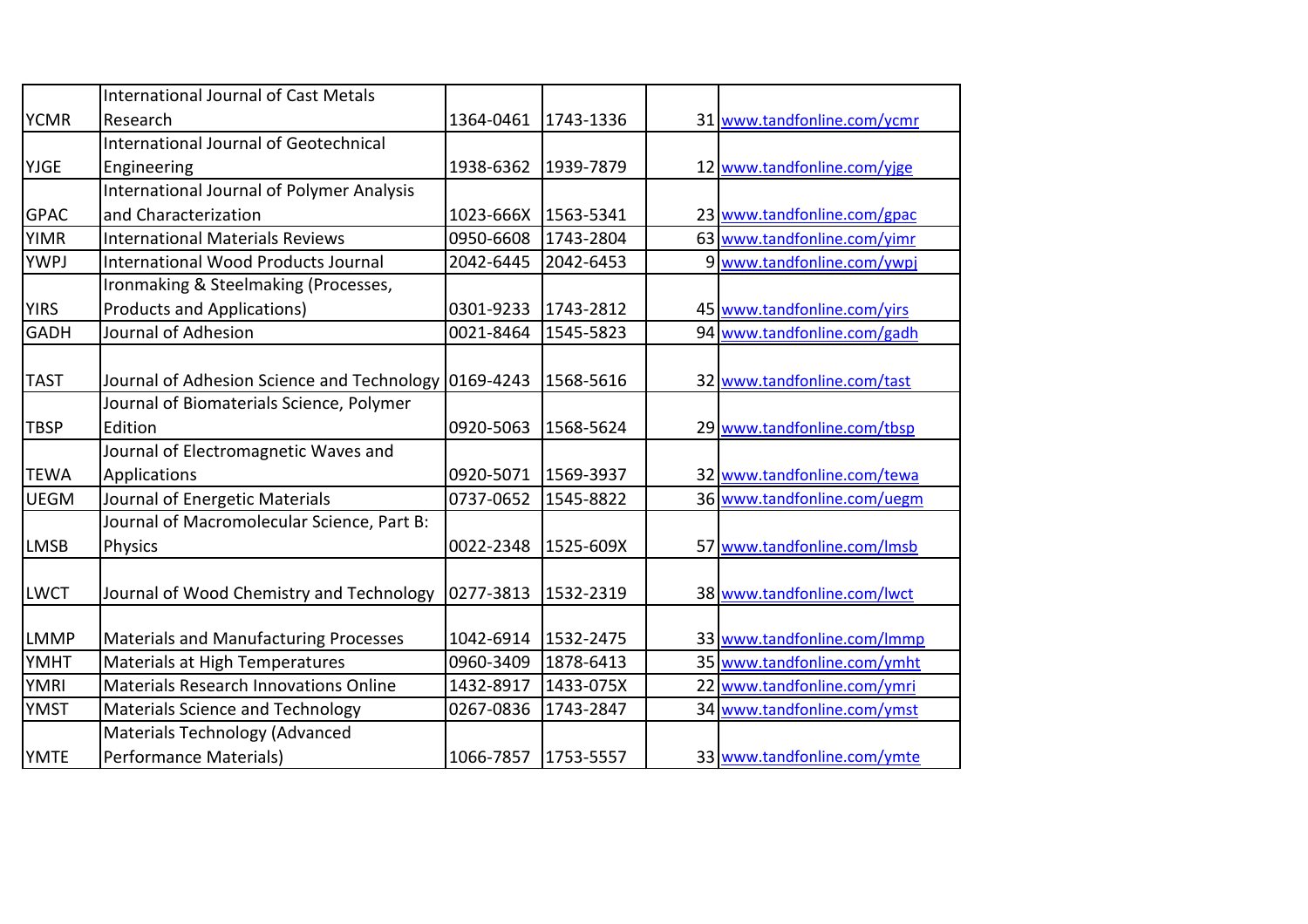| | | | | | |
|---|---|---|---|---|---|
| YCMR | International Journal of Cast Metals Research | 1364-0461 | 1743-1336 | 31 | www.tandfonline.com/ycmr |
| YJGE | International Journal of Geotechnical Engineering | 1938-6362 | 1939-7879 | 12 | www.tandfonline.com/yjge |
| GPAC | International Journal of Polymer Analysis and Characterization | 1023-666X | 1563-5341 | 23 | www.tandfonline.com/gpac |
| YIMR | International Materials Reviews | 0950-6608 | 1743-2804 | 63 | www.tandfonline.com/yimr |
| YWPJ | International Wood Products Journal | 2042-6445 | 2042-6453 | 9 | www.tandfonline.com/ywpj |
| YIRS | Ironmaking & Steelmaking (Processes, Products and Applications) | 0301-9233 | 1743-2812 | 45 | www.tandfonline.com/yirs |
| GADH | Journal of Adhesion | 0021-8464 | 1545-5823 | 94 | www.tandfonline.com/gadh |
| TAST | Journal of Adhesion Science and Technology | 0169-4243 | 1568-5616 | 32 | www.tandfonline.com/tast |
| TBSP | Journal of Biomaterials Science, Polymer Edition | 0920-5063 | 1568-5624 | 29 | www.tandfonline.com/tbsp |
| TEWA | Journal of Electromagnetic Waves and Applications | 0920-5071 | 1569-3937 | 32 | www.tandfonline.com/tewa |
| UEGM | Journal of Energetic Materials | 0737-0652 | 1545-8822 | 36 | www.tandfonline.com/uegm |
| LMSB | Journal of Macromolecular Science, Part B: Physics | 0022-2348 | 1525-609X | 57 | www.tandfonline.com/lmsb |
| LWCT | Journal of Wood Chemistry and Technology | 0277-3813 | 1532-2319 | 38 | www.tandfonline.com/lwct |
| LMMP | Materials and Manufacturing Processes | 1042-6914 | 1532-2475 | 33 | www.tandfonline.com/lmmp |
| YMHT | Materials at High Temperatures | 0960-3409 | 1878-6413 | 35 | www.tandfonline.com/ymht |
| YMRI | Materials Research Innovations Online | 1432-8917 | 1433-075X | 22 | www.tandfonline.com/ymri |
| YMST | Materials Science and Technology | 0267-0836 | 1743-2847 | 34 | www.tandfonline.com/ymst |
| YMTE | Materials Technology (Advanced Performance Materials) | 1066-7857 | 1753-5557 | 33 | www.tandfonline.com/ymte |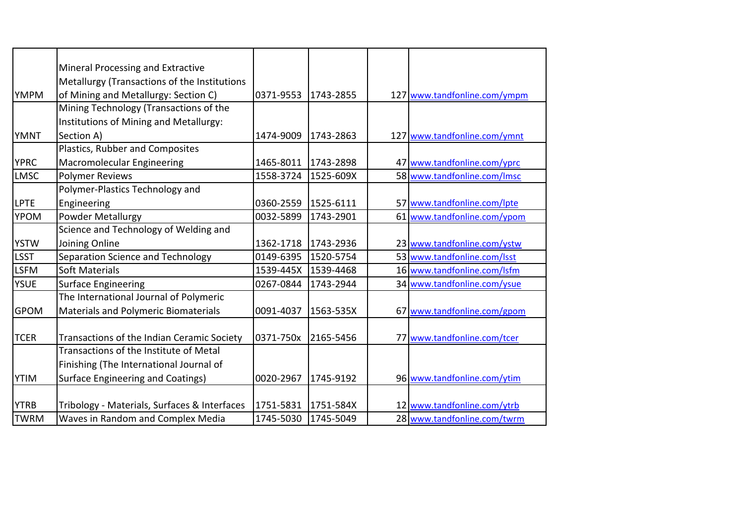| | | | | | |
|---|---|---|---|---|---|
| YMPM | Mineral Processing and Extractive Metallurgy (Transactions of the Institutions of Mining and Metallurgy: Section C) | 0371-9553 | 1743-2855 | 127 | www.tandfonline.com/ympm |
| YMNT | Mining Technology (Transactions of the Institutions of Mining and Metallurgy: Section A) | 1474-9009 | 1743-2863 | 127 | www.tandfonline.com/ymnt |
| YPRC | Plastics, Rubber and Composites Macromolecular Engineering | 1465-8011 | 1743-2898 | 47 | www.tandfonline.com/yprc |
| LMSC | Polymer Reviews | 1558-3724 | 1525-609X | 58 | www.tandfonline.com/lmsc |
| LPTE | Polymer-Plastics Technology and Engineering | 0360-2559 | 1525-6111 | 57 | www.tandfonline.com/lpte |
| YPOM | Powder Metallurgy | 0032-5899 | 1743-2901 | 61 | www.tandfonline.com/ypom |
| YSTW | Science and Technology of Welding and Joining Online | 1362-1718 | 1743-2936 | 23 | www.tandfonline.com/ystw |
| LSST | Separation Science and Technology | 0149-6395 | 1520-5754 | 53 | www.tandfonline.com/lsst |
| LSFM | Soft Materials | 1539-445X | 1539-4468 | 16 | www.tandfonline.com/lsfm |
| YSUE | Surface Engineering | 0267-0844 | 1743-2944 | 34 | www.tandfonline.com/ysue |
| GPOM | The International Journal of Polymeric Materials and Polymeric Biomaterials | 0091-4037 | 1563-535X | 67 | www.tandfonline.com/gpom |
| TCER | Transactions of the Indian Ceramic Society | 0371-750x | 2165-5456 | 77 | www.tandfonline.com/tcer |
| YTIM | Transactions of the Institute of Metal Finishing (The International Journal of Surface Engineering and Coatings) | 0020-2967 | 1745-9192 | 96 | www.tandfonline.com/ytim |
| YTRB | Tribology - Materials, Surfaces & Interfaces | 1751-5831 | 1751-584X | 12 | www.tandfonline.com/ytrb |
| TWRM | Waves in Random and Complex Media | 1745-5030 | 1745-5049 | 28 | www.tandfonline.com/twrm |